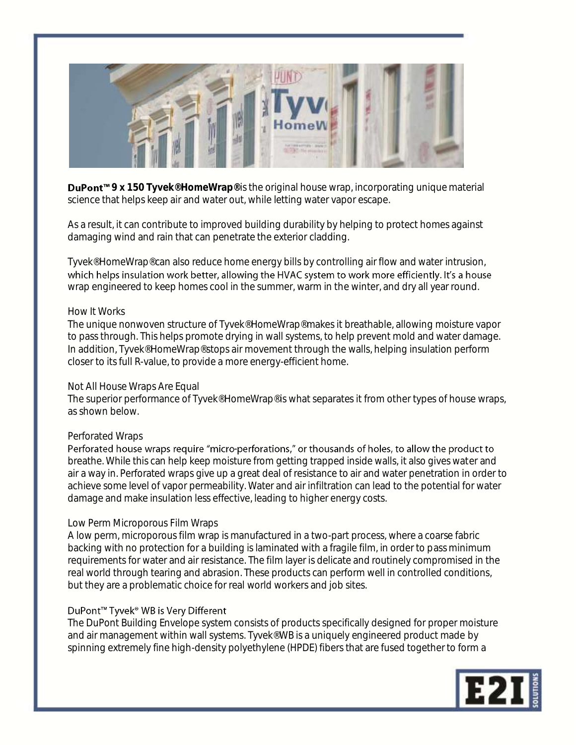**DuPont™ 9 x 150 Tyvek® HomeWrap®** is the original house wrap, incorporating unique material science that helps keep air and water out, while letting water vapor escape.

As a result, it can contribute to improved building durability by helping to protect homes against damaging wind and rain that can penetrate the exterior cladding.

Tyvek® HomeWrap® can also reduce home energy bills by controlling air flow and water intrusion, which helps insulation work better, allowing the HVAC system to work more efficiently. It's a house wrap engineered to keep homes cool in the summer, warm in the winter, and dry all year round.

## How It Works

The unique nonwoven structure of Tyvek® HomeWrap® makes it breathable, allowing moisture vapor to pass through. This helps promote drying in wall systems, to help prevent mold and water damage. In addition, Tyvek® HomeWrap® stops air movement through the walls, helping insulation perform closer to its full R-value, to provide a more energy-efficient home.

## Not All House Wraps Are Equal

The superior performance of Tyvek® HomeWrap® is what separates it from other types of house wraps, as shown below.

## Perforated Wraps

Perforated house wraps require "micro-perforations," or thousands of holes, to allow the product to breathe. While this can help keep moisture from getting trapped inside walls, it also gives water and air a way in. Perforated wraps give up a great deal of resistance to air and water penetration in order to achieve some level of vapor permeability. Water and air infiltration can lead to the potential for water damage and make insulation less effective, leading to higher energy costs.

## Low Perm Microporous Film Wraps

A low perm, microporous film wrap is manufactured in a two-part process, where a coarse fabric backing with no protection for a building is laminated with a fragile film, in order to pass minimum requirements for water and air resistance. The film layer is delicate and routinely compromised in the real world through tearing and abrasion. These products can perform well in controlled conditions, but they are a problematic choice for real world workers and job sites.

## DuPont™ Tyvek® WB is Very Different

The DuPont Building Envelope system consists of products specifically designed for proper moisture and air management within wall systems. Tyvek® WB is a uniquely engineered product made by spinning extremely fine high-density polyethylene (HPDE) fibers that are fused together to form a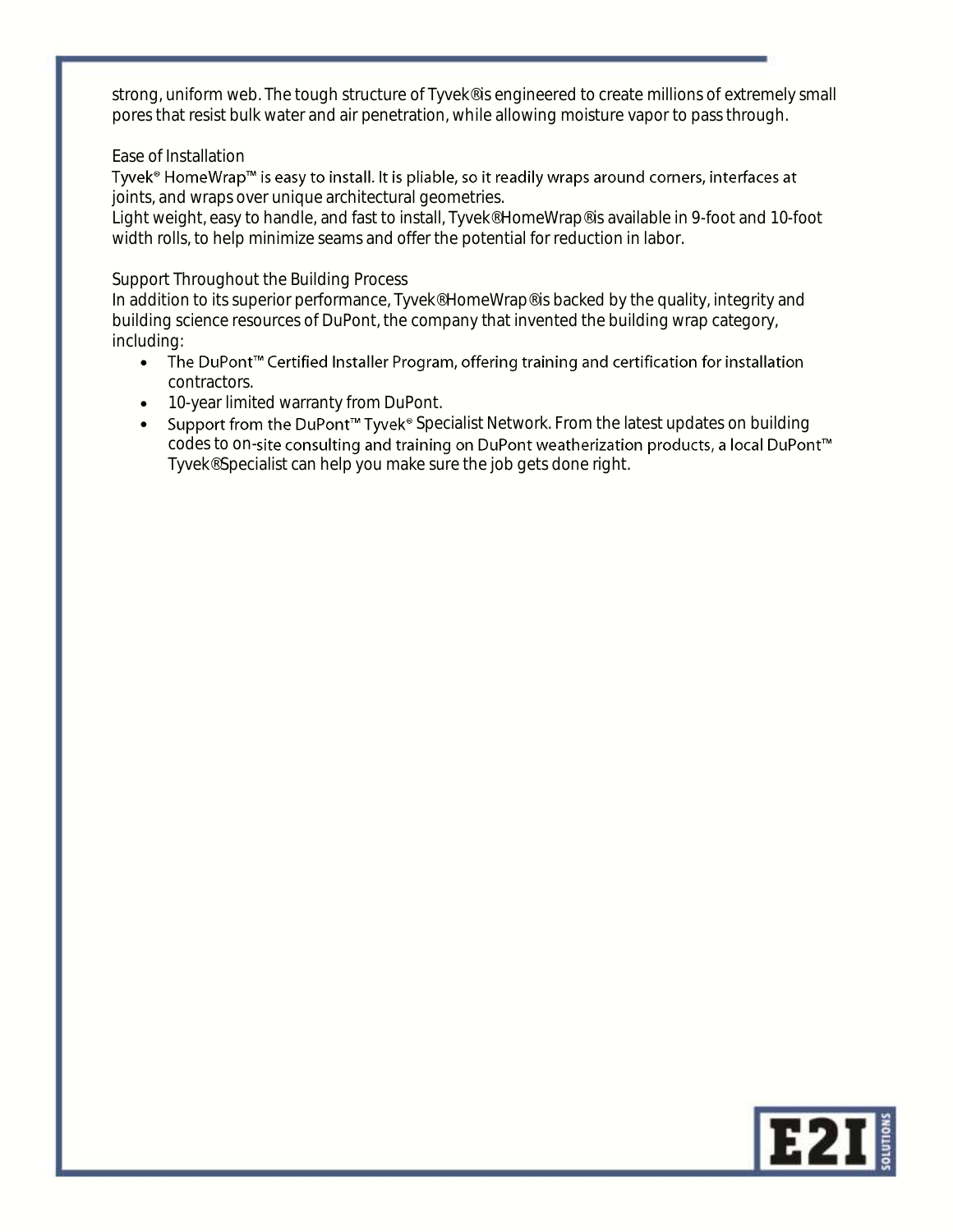strong, uniform web. The tough structure of Tyvek® is engineered to create millions of extremely small pores that resist bulk water and air penetration, while allowing moisture vapor to pass through.

## Ease of Installation

Tyvek® HomeWrap™ is easy to install. It is pliable, so it readily wraps around corners, interfaces at joints, and wraps over unique architectural geometries.
Light weight, easy to handle, and fast to install, Tyvek® HomeWrap® is available in 9-foot and 10-foot width rolls, to help minimize seams and offer the potential for reduction in labor.

## Support Throughout the Building Process

In addition to its superior performance, Tyvek® HomeWrap® is backed by the quality, integrity and building science resources of DuPont, the company that invented the building wrap category, including:

- The DuPont™ Certified Installer Program, offering training and certification for installation contractors.
- 10-year limited warranty from DuPont.
- Support from the DuPont™ Tyvek® Specialist Network. From the latest updates on building codes to on-site consulting and training on DuPont weatherization products, a local DuPont™ Tyvek® Specialist can help you make sure the job gets done right.